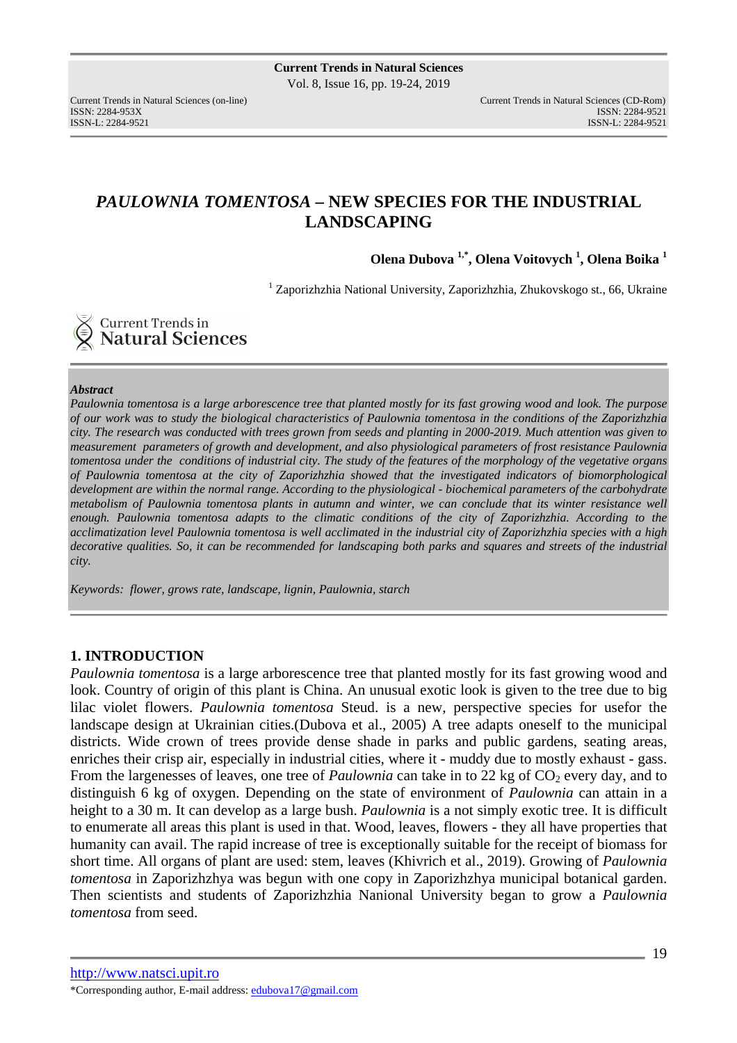# *PAULOWNIA TOMENTOSA* – NEW SPECIES FOR THE INDUSTRIAL LANDSCAPING

**Olena Dubova [1,*], Olena Voitovych [1], Olena Boika [1]**

[1] Zaporizhzhia National University, Zaporizhzhia, Zhukovskogo st., 66, Ukraine

***Abstract***

*Paulownia tomentosa is a large arborescence tree that planted mostly for its fast growing wood and look. The purpose of our work was to study the biological characteristics of Paulownia tomentosa in the conditions of the Zaporizhzhia city. The research was conducted with trees grown from seeds and planting in 2000-2019. Much attention was given to measurement parameters of growth and development, and also physiological parameters of frost resistance Paulownia tomentosa under the conditions of industrial city. The study of the features of the morphology of the vegetative organs of Paulownia tomentosa at the city of Zaporizhzhia showed that the investigated indicators of biomorphological development are within the normal range. According to the physiological - biochemical parameters of the carbohydrate metabolism of Paulownia tomentosa plants in autumn and winter, we can conclude that its winter resistance well enough. Paulownia tomentosa adapts to the climatic conditions of the city of Zaporizhzhia. According to the acclimatization level Paulownia tomentosa is well acclimated in the industrial city of Zaporizhzhia species with a high decorative qualities. So, it can be recommended for landscaping both parks and squares and streets of the industrial city.*

*Keywords: flower, grows rate, landscape, lignin, Paulownia, starch*

## 1. INTRODUCTION

*Paulownia tomentosa* is a large arborescence tree that planted mostly for its fast growing wood and look. Country of origin of this plant is China. An unusual exotic look is given to the tree due to big lilac violet flowers. *Paulownia tomentosa* Steud. is a new, perspective species for usefor the landscape design at Ukrainian cities.(Dubova et al., 2005) A tree adapts oneself to the municipal districts. Wide crown of trees provide dense shade in parks and public gardens, seating areas, enriches their crisp air, especially in industrial cities, where it - muddy due to mostly exhaust - gass. From the largenesses of leaves, one tree of *Paulownia* can take in to 22 kg of $CO_2$ every day, and to distinguish 6 kg of oxygen. Depending on the state of environment of *Paulownia* can attain in a height to a 30 m. It can develop as a large bush. *Paulownia* is a not simply exotic tree. It is difficult to enumerate all areas this plant is used in that. Wood, leaves, flowers - they all have properties that humanity can avail. The rapid increase of tree is exceptionally suitable for the receipt of biomass for short time. All organs of plant are used: stem, leaves (Khivrich et al., 2019). Growing of *Paulownia tomentosa* in Zaporizhzhya was begun with one copy in Zaporizhzhya municipal botanical garden. Then scientists and students of Zaporizhzhia Nanional University began to grow a *Paulownia tomentosa* from seed.

*Corresponding author, E-mail address: edubova17@gmail.com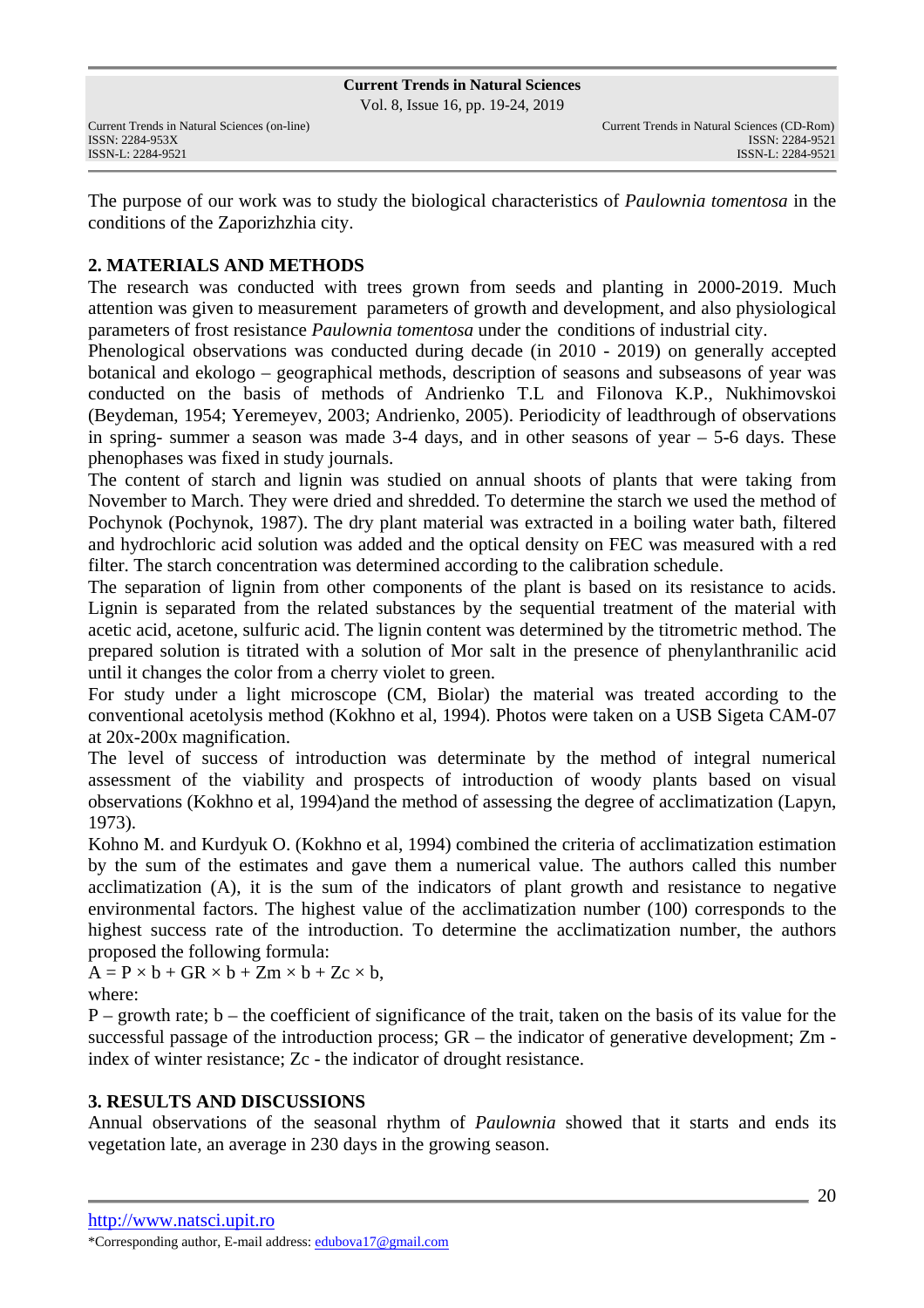The purpose of our work was to study the biological characteristics of *Paulownia tomentosa* in the conditions of the Zaporizhzhia city.

## 2. MATERIALS AND METHODS

The research was conducted with trees grown from seeds and planting in 2000-2019. Much attention was given to measurement parameters of growth and development, and also physiological parameters of frost resistance *Paulownia tomentosa* under the conditions of industrial city.

Phenological observations was conducted during decade (in 2010 - 2019) on generally accepted botanical and ekologo – geographical methods, description of seasons and subseasons of year was conducted on the basis of methods of Andrienko T.L and Filonova K.P., Nukhimovskoi (Beydeman, 1954; Yeremeyev, 2003; Andrienko, 2005). Periodicity of leadthrough of observations in spring- summer a season was made 3-4 days, and in other seasons of year – 5-6 days. These phenophases was fixed in study journals.

The content of starch and lignin was studied on annual shoots of plants that were taking from November to March. They were dried and shredded. To determine the starch we used the method of Pochynok (Pochynok, 1987). The dry plant material was extracted in a boiling water bath, filtered and hydrochloric acid solution was added and the optical density on FEC was measured with a red filter. The starch concentration was determined according to the calibration schedule.

The separation of lignin from other components of the plant is based on its resistance to acids. Lignin is separated from the related substances by the sequential treatment of the material with acetic acid, acetone, sulfuric acid. The lignin content was determined by the titrometric method. The prepared solution is titrated with a solution of Mor salt in the presence of phenylanthranilic acid until it changes the color from a cherry violet to green.

For study under a light microscope (CM, Biolar) the material was treated according to the conventional acetolysis method (Kokhno et al, 1994). Photos were taken on a USB Sigeta CAM-07 at 20x-200x magnification.

The level of success of introduction was determinate by the method of integral numerical assessment of the viability and prospects of introduction of woody plants based on visual observations (Kokhno et al, 1994)and the method of assessing the degree of acclimatization (Lapyn, 1973).

Kohno M. and Kurdyuk O. (Kokhno et al, 1994) combined the criteria of acclimatization estimation by the sum of the estimates and gave them a numerical value. The authors called this number acclimatization (A), it is the sum of the indicators of plant growth and resistance to negative environmental factors. The highest value of the acclimatization number (100) corresponds to the highest success rate of the introduction. To determine the acclimatization number, the authors proposed the following formula:

$A = P \times b + GR \times b + Zm \times b + Zc \times b$,

where:

P – growth rate; b – the coefficient of significance of the trait, taken on the basis of its value for the successful passage of the introduction process; GR – the indicator of generative development; Zm - index of winter resistance; Zc - the indicator of drought resistance.

## 3. RESULTS AND DISCUSSIONS

Annual observations of the seasonal rhythm of *Paulownia* showed that it starts and ends its vegetation late, an average in 230 days in the growing season.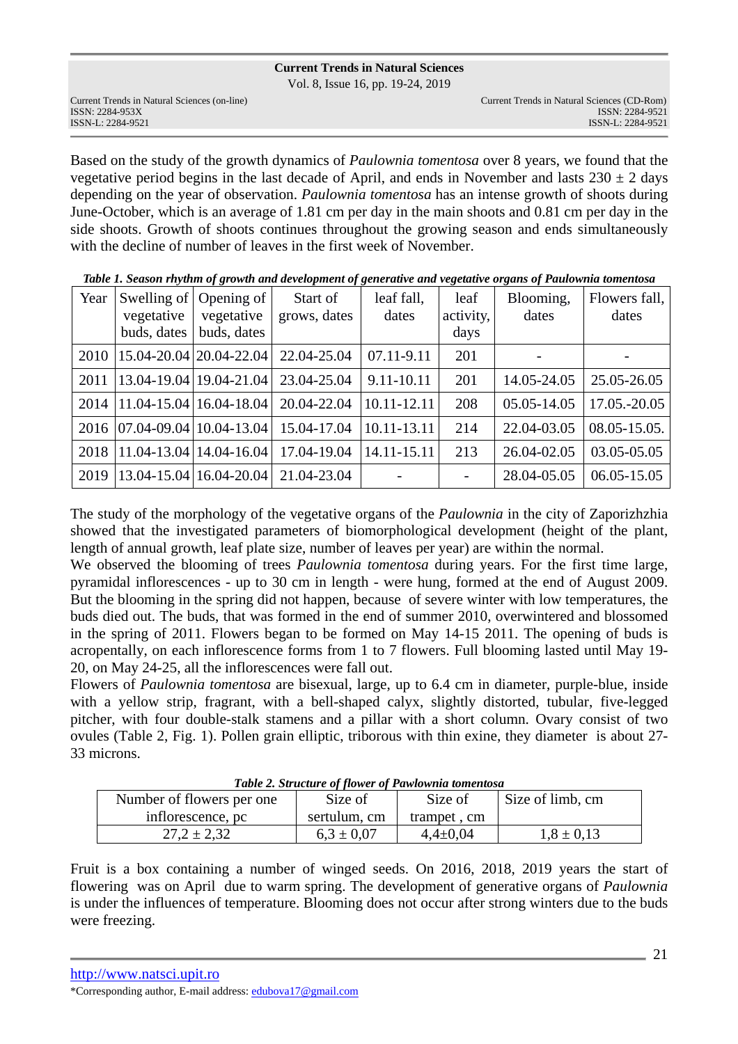Based on the study of the growth dynamics of *Paulownia tomentosa* over 8 years, we found that the vegetative period begins in the last decade of April, and ends in November and lasts 230 ± 2 days depending on the year of observation. *Paulownia tomentosa* has an intense growth of shoots during June-October, which is an average of 1.81 cm per day in the main shoots and 0.81 cm per day in the side shoots. Growth of shoots continues throughout the growing season and ends simultaneously with the decline of number of leaves in the first week of November.

***Table 1. Season rhythm of growth and development of generative and vegetative organs of Paulownia tomentosa***

| Year | Swelling of vegetative buds, dates | Opening of vegetative buds, dates | Start of grows, dates | leaf fall, dates | leaf activity, days | Blooming, dates | Flowers fall, dates |
|---|---|---|---|---|---|---|---|
| 2010 | 15.04-20.04 | 20.04-22.04 | 22.04-25.04 | 07.11-9.11 | 201 | - | - |
| 2011 | 13.04-19.04 | 19.04-21.04 | 23.04-25.04 | 9.11-10.11 | 201 | 14.05-24.05 | 25.05-26.05 |
| 2014 | 11.04-15.04 | 16.04-18.04 | 20.04-22.04 | 10.11-12.11 | 208 | 05.05-14.05 | 17.05.-20.05 |
| 2016 | 07.04-09.04 | 10.04-13.04 | 15.04-17.04 | 10.11-13.11 | 214 | 22.04-03.05 | 08.05-15.05. |
| 2018 | 11.04-13.04 | 14.04-16.04 | 17.04-19.04 | 14.11-15.11 | 213 | 26.04-02.05 | 03.05-05.05 |
| 2019 | 13.04-15.04 | 16.04-20.04 | 21.04-23.04 | - | - | 28.04-05.05 | 06.05-15.05 |

The study of the morphology of the vegetative organs of the *Paulownia* in the city of Zaporizhzhia showed that the investigated parameters of biomorphological development (height of the plant, length of annual growth, leaf plate size, number of leaves per year) are within the normal.
We observed the blooming of trees *Paulownia tomentosa* during years. For the first time large, pyramidal inflorescences - up to 30 cm in length - were hung, formed at the end of August 2009. But the blooming in the spring did not happen, because of severe winter with low temperatures, the buds died out. The buds, that was formed in the end of summer 2010, overwintered and blossomed in the spring of 2011. Flowers began to be formed on May 14-15 2011. The opening of buds is acropentally, on each inflorescence forms from 1 to 7 flowers. Full blooming lasted until May 19-20, on May 24-25, all the inflorescences were fall out.
Flowers of *Paulownia tomentosa* are bisexual, large, up to 6.4 cm in diameter, purple-blue, inside with a yellow strip, fragrant, with a bell-shaped calyx, slightly distorted, tubular, five-legged pitcher, with four double-stalk stamens and a pillar with a short column. Ovary consist of two ovules (Table 2, Fig. 1). Pollen grain elliptic, triborous with thin exine, they diameter is about 27-33 microns.

***Table 2. Structure of flower of Pawlownia tomentosa***

| Number of flowers per one inflorescence, pc | Size of sertulum, cm | Size of trampet , cm | Size of limb, cm |
|---|---|---|---|
| 27,2 ± 2,32 | 6,3 ± 0,07 | 4,4±0,04 | 1,8 ± 0,13 |

Fruit is a box containing a number of winged seeds. On 2016, 2018, 2019 years the start of flowering was on April due to warm spring. The development of generative organs of *Paulownia* is under the influences of temperature. Blooming does not occur after strong winters due to the buds were freezing.

http://www.natsci.upit.ro
*Corresponding author, E-mail address: edubova17@gmail.com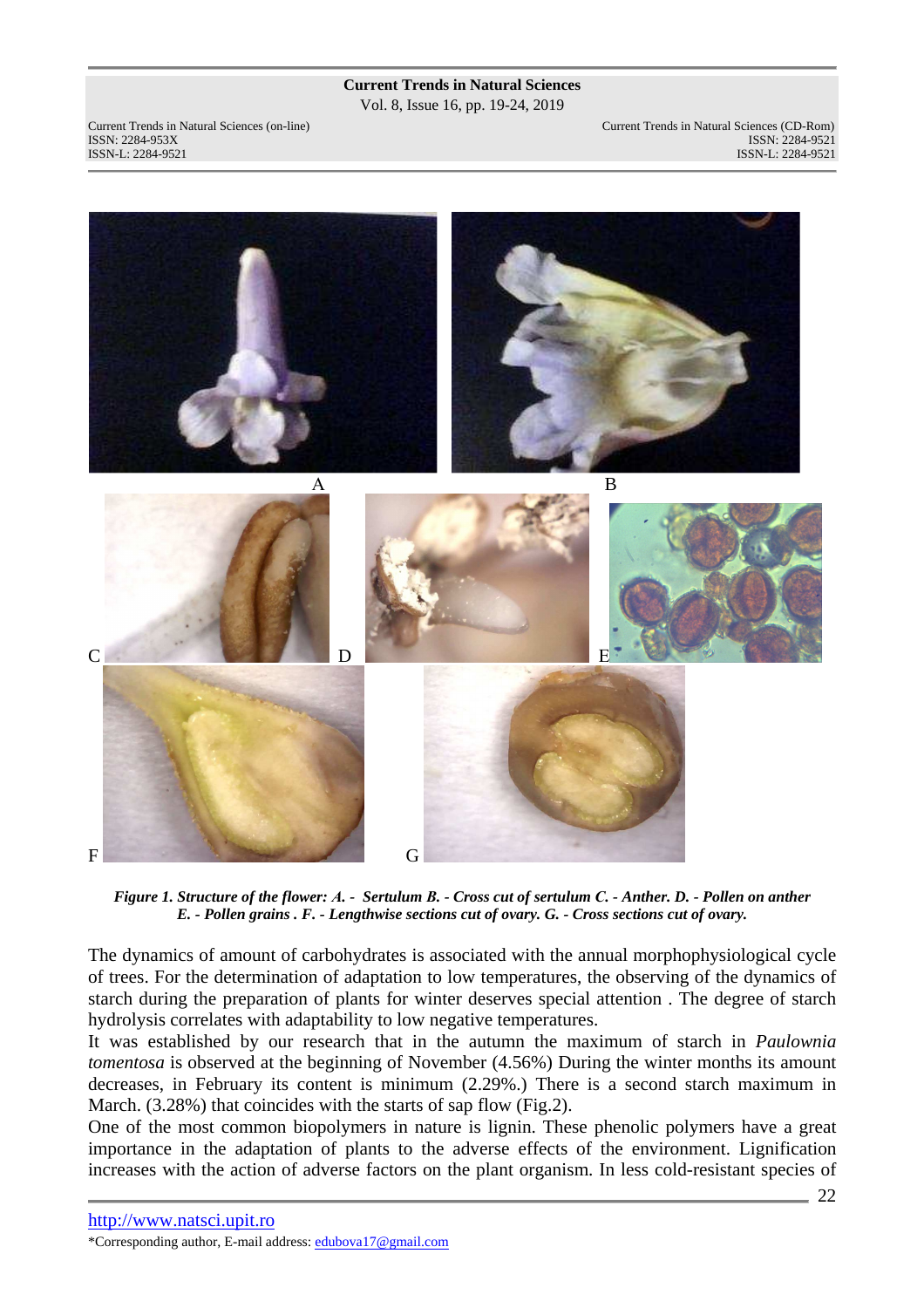*Figure 1. Structure of the flower: A. - Sertulum B. - Cross cut of sertulum C. - Anther. D. - Pollen on anther E. - Pollen grains . F. - Lengthwise sections cut of ovary. G. - Cross sections cut of ovary.*

The dynamics of amount of carbohydrates is associated with the annual morphophysiological cycle of trees. For the determination of adaptation to low temperatures, the observing of the dynamics of starch during the preparation of plants for winter deserves special attention . The degree of starch hydrolysis correlates with adaptability to low negative temperatures.

It was established by our research that in the autumn the maximum of starch in *Paulownia tomentosa* is observed at the beginning of November (4.56%) During the winter months its amount decreases, in February its content is minimum (2.29%.) There is a second starch maximum in March. (3.28%) that coincides with the starts of sap flow (Fig.2).

One of the most common biopolymers in nature is lignin. These phenolic polymers have a great importance in the adaptation of plants to the adverse effects of the environment. Lignification increases with the action of adverse factors on the plant organism. In less cold-resistant species of

*Corresponding author, E-mail address: edubova17@gmail.com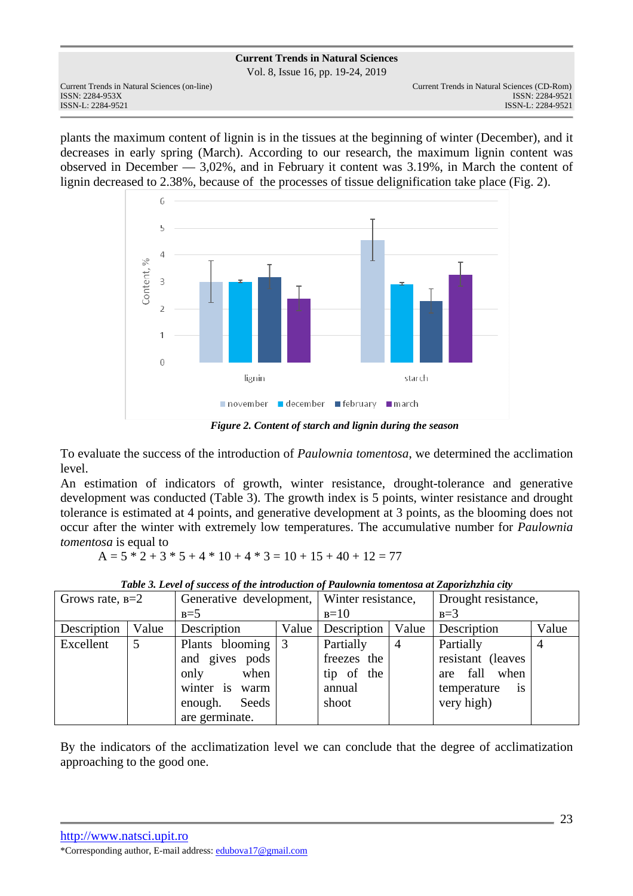plants the maximum content of lignin is in the tissues at the beginning of winter (December), and it decreases in early spring (March). According to our research, the maximum lignin content was observed in December — 3,02%, and in February it content was 3.19%, in March the content of lignin decreased to 2.38%, because of the processes of tissue delignification take place (Fig. 2).

***Figure 2. Content of starch and lignin during the season***

To evaluate the success of the introduction of *Paulownia tomentosa*, we determined the acclimation level.

An estimation of indicators of growth, winter resistance, drought-tolerance and generative development was conducted (Table 3). The growth index is 5 points, winter resistance and drought tolerance is estimated at 4 points, and generative development at 3 points, as the blooming does not occur after the winter with extremely low temperatures. The accumulative number for *Paulownia tomentosa* is equal to

$$A = 5 * 2 + 3 * 5 + 4 * 10 + 4 * 3 = 10 + 15 + 40 + 12 = 77$$

***Table 3. Level of success of the introduction of Paulownia tomentosa at Zaporizhzhia city***

| Grows rate, в=2 | | Generative development, в=5 | | Winter resistance, в=10 | | Drought resistance, в=3 | |
|---|---|---|---|---|---|---|---|
| Description | Value | Description | Value | Description | Value | Description | Value |
| Excellent | 5 | Plants blooming and gives pods only when winter is warm enough. Seeds are germinate. | 3 | Partially freezes the tip of the annual shoot | 4 | Partially resistant (leaves are fall when temperature is very high) | 4 |

By the indicators of the acclimatization level we can conclude that the degree of acclimatization approaching to the good one.

http://www.natsci.upit.ro

*Corresponding author, E-mail address: edubova17@gmail.com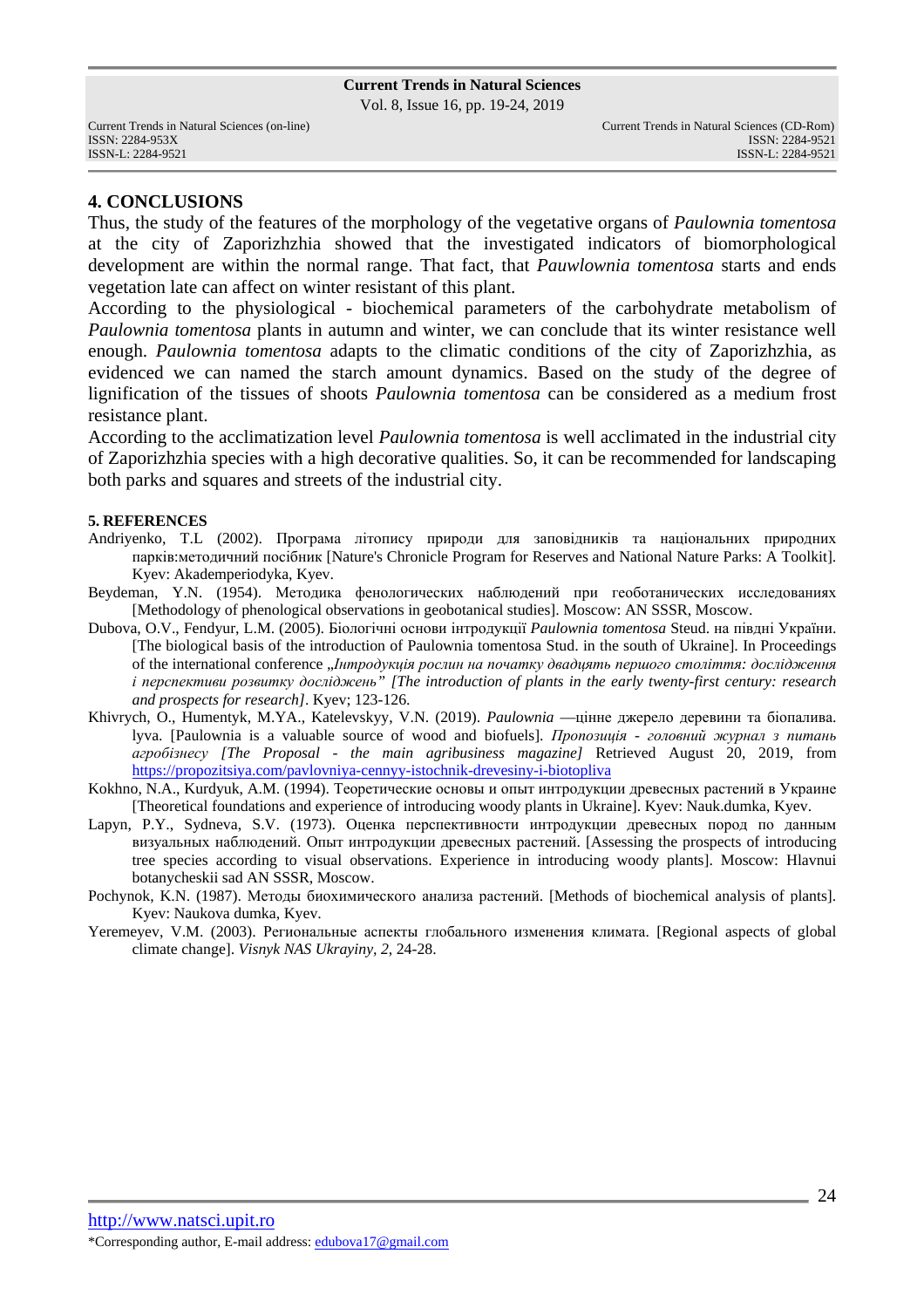## 4. CONCLUSIONS

Thus, the study of the features of the morphology of the vegetative organs of *Paulownia tomentosa* at the city of Zaporizhzhia showed that the investigated indicators of biomorphological development are within the normal range. That fact, that *Pauwlownia tomentosa* starts and ends vegetation late can affect on winter resistant of this plant.

According to the physiological - biochemical parameters of the carbohydrate metabolism of *Paulownia tomentosa* plants in autumn and winter, we can conclude that its winter resistance well enough. *Paulownia tomentosa* adapts to the climatic conditions of the city of Zaporizhzhia, as evidenced we can named the starch amount dynamics. Based on the study of the degree of lignification of the tissues of shoots *Paulownia tomentosa* can be considered as a medium frost resistance plant.

According to the acclimatization level *Paulownia tomentosa* is well acclimated in the industrial city of Zaporizhzhia species with a high decorative qualities. So, it can be recommended for landscaping both parks and squares and streets of the industrial city.

## 5. REFERENCES

Andriyenko, T.L (2002). Програма літопису природи для заповідників та національних природних парків:методичний посібник [Nature's Chronicle Program for Reserves and National Nature Parks: A Toolkit]. Kyev: Akademperiodyka, Kyev.

Beydeman, Y.N. (1954). Методика фенологических наблюдений при геоботанических исследованиях [Methodology of phenological observations in geobotanical studies]. Moscow: AN SSSR, Moscow.

Dubova, O.V., Fendyur, L.M. (2005). Біологічні основи інтродукції *Paulownia tomentosa* Steud. на півдні України. [The biological basis of the introduction of Paulownia tomentosa Stud. in the south of Ukraine]. In Proceedings of the international conference *„Інтродукція рослин на початку двадцять першого століття: дослідження і перспективи розвитку досліджень" [The introduction of plants in the early twenty-first century: research and prospects for research]*. Kyev; 123-126.

Khivrych, O., Humentyk, M.YA., Katelevskyy, V.N. (2019). *Paulownia* —цінне джерело деревини та біопалива. lyva. [Paulownia is a valuable source of wood and biofuels]. *Пропозиція - головний журнал з питань агробізнесу [The Proposal - the main agribusiness magazine]* Retrieved August 20, 2019, from https://propozitsiya.com/pavlovniya-cennyy-istochnik-drevesiny-i-biotopliva

Kokhno, N.A., Kurdyuk, A.M. (1994). Теоретические основы и опыт интродукции древесных растений в Украине [Theoretical foundations and experience of introducing woody plants in Ukraine]. Kyev: Nauk.dumka, Kyev.

Lapyn, P.Y., Sydneva, S.V. (1973). Оценка перспективности интродукции древесных пород по данным визуальных наблюдений. Опыт интродукции древесных растений. [Assessing the prospects of introducing tree species according to visual observations. Experience in introducing woody plants]. Moscow: Hlavnui botanycheskii sad AN SSSR, Moscow.

Pochynok, K.N. (1987). Методы биохимического анализа растений. [Methods of biochemical analysis of plants]. Kyev: Naukova dumka, Kyev.

Yeremeyev, V.M. (2003). Региональные аспекты глобального изменения климата. [Regional aspects of global climate change]. *Visnyk NAS Ukrayiny*, *2*, 24-28.

http://www.natsci.upit.ro

*Corresponding author, E-mail address: edubova17@gmail.com